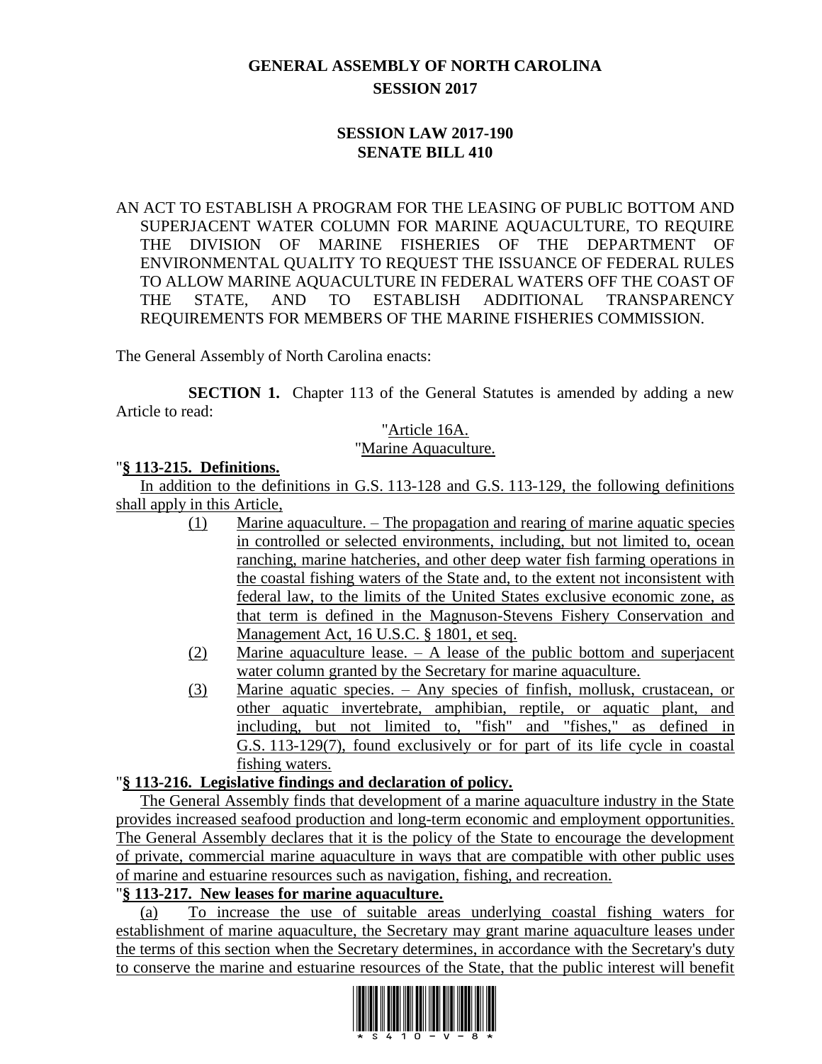# GENERAL ASSEMBLY OF NORTH CAROLINA
## SESSION 2017

## SESSION LAW 2017-190
## SENATE BILL 410

AN ACT TO ESTABLISH A PROGRAM FOR THE LEASING OF PUBLIC BOTTOM AND SUPERJACENT WATER COLUMN FOR MARINE AQUACULTURE, TO REQUIRE THE DIVISION OF MARINE FISHERIES OF THE DEPARTMENT OF ENVIRONMENTAL QUALITY TO REQUEST THE ISSUANCE OF FEDERAL RULES TO ALLOW MARINE AQUACULTURE IN FEDERAL WATERS OFF THE COAST OF THE STATE, AND TO ESTABLISH ADDITIONAL TRANSPARENCY REQUIREMENTS FOR MEMBERS OF THE MARINE FISHERIES COMMISSION.

The General Assembly of North Carolina enacts:

**SECTION 1.** Chapter 113 of the General Statutes is amended by adding a new Article to read:

"Article 16A.

"Marine Aquaculture.

"**§ 113-215. Definitions.**

In addition to the definitions in G.S. 113-128 and G.S. 113-129, the following definitions shall apply in this Article,

(1) Marine aquaculture. – The propagation and rearing of marine aquatic species in controlled or selected environments, including, but not limited to, ocean ranching, marine hatcheries, and other deep water fish farming operations in the coastal fishing waters of the State and, to the extent not inconsistent with federal law, to the limits of the United States exclusive economic zone, as that term is defined in the Magnuson-Stevens Fishery Conservation and Management Act, 16 U.S.C. § 1801, et seq.

(2) Marine aquaculture lease. – A lease of the public bottom and superjacent water column granted by the Secretary for marine aquaculture.

(3) Marine aquatic species. – Any species of finfish, mollusk, crustacean, or other aquatic invertebrate, amphibian, reptile, or aquatic plant, and including, but not limited to, "fish" and "fishes," as defined in G.S. 113-129(7), found exclusively or for part of its life cycle in coastal fishing waters.

"**§ 113-216. Legislative findings and declaration of policy.**

The General Assembly finds that development of a marine aquaculture industry in the State provides increased seafood production and long-term economic and employment opportunities. The General Assembly declares that it is the policy of the State to encourage the development of private, commercial marine aquaculture in ways that are compatible with other public uses of marine and estuarine resources such as navigation, fishing, and recreation.

"**§ 113-217. New leases for marine aquaculture.**

(a) To increase the use of suitable areas underlying coastal fishing waters for establishment of marine aquaculture, the Secretary may grant marine aquaculture leases under the terms of this section when the Secretary determines, in accordance with the Secretary's duty to conserve the marine and estuarine resources of the State, that the public interest will benefit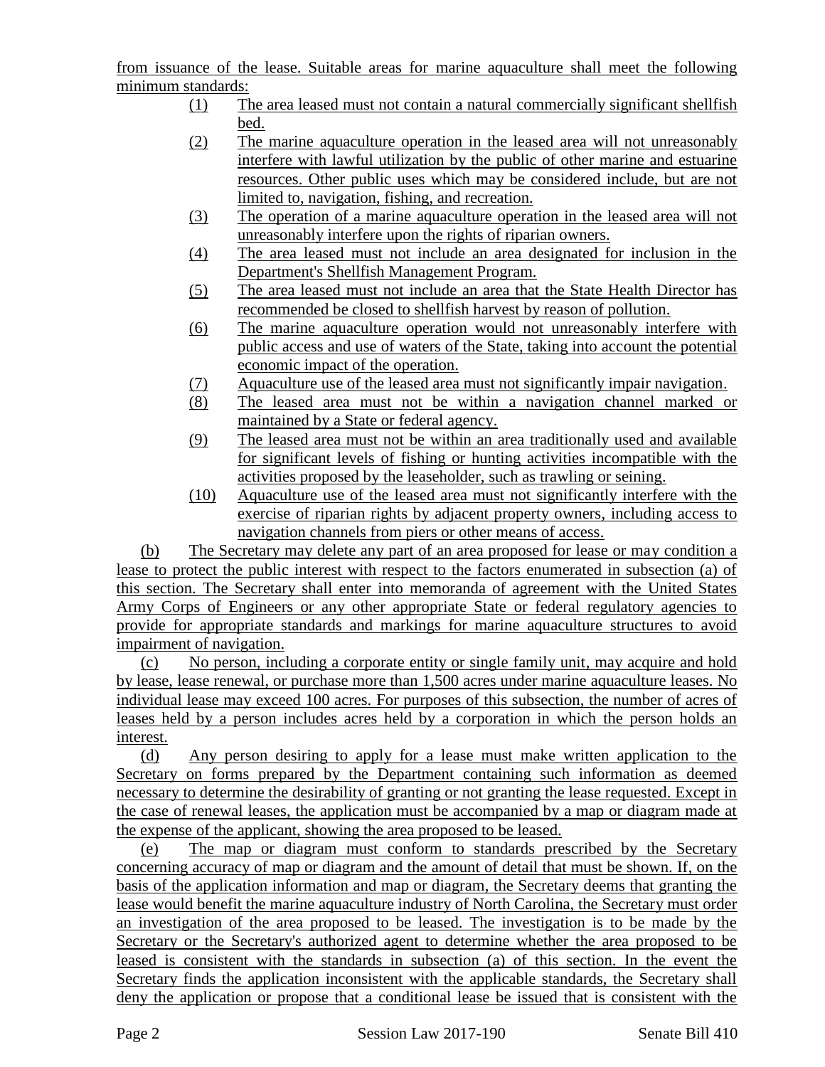from issuance of the lease. Suitable areas for marine aquaculture shall meet the following minimum standards:

(1) The area leased must not contain a natural commercially significant shellfish bed.

(2) The marine aquaculture operation in the leased area will not unreasonably interfere with lawful utilization by the public of other marine and estuarine resources. Other public uses which may be considered include, but are not limited to, navigation, fishing, and recreation.

(3) The operation of a marine aquaculture operation in the leased area will not unreasonably interfere upon the rights of riparian owners.

(4) The area leased must not include an area designated for inclusion in the Department's Shellfish Management Program.

(5) The area leased must not include an area that the State Health Director has recommended be closed to shellfish harvest by reason of pollution.

(6) The marine aquaculture operation would not unreasonably interfere with public access and use of waters of the State, taking into account the potential economic impact of the operation.

(7) Aquaculture use of the leased area must not significantly impair navigation.

(8) The leased area must not be within a navigation channel marked or maintained by a State or federal agency.

(9) The leased area must not be within an area traditionally used and available for significant levels of fishing or hunting activities incompatible with the activities proposed by the leaseholder, such as trawling or seining.

(10) Aquaculture use of the leased area must not significantly interfere with the exercise of riparian rights by adjacent property owners, including access to navigation channels from piers or other means of access.

(b) The Secretary may delete any part of an area proposed for lease or may condition a lease to protect the public interest with respect to the factors enumerated in subsection (a) of this section. The Secretary shall enter into memoranda of agreement with the United States Army Corps of Engineers or any other appropriate State or federal regulatory agencies to provide for appropriate standards and markings for marine aquaculture structures to avoid impairment of navigation.

(c) No person, including a corporate entity or single family unit, may acquire and hold by lease, lease renewal, or purchase more than 1,500 acres under marine aquaculture leases. No individual lease may exceed 100 acres. For purposes of this subsection, the number of acres of leases held by a person includes acres held by a corporation in which the person holds an interest.

(d) Any person desiring to apply for a lease must make written application to the Secretary on forms prepared by the Department containing such information as deemed necessary to determine the desirability of granting or not granting the lease requested. Except in the case of renewal leases, the application must be accompanied by a map or diagram made at the expense of the applicant, showing the area proposed to be leased.

(e) The map or diagram must conform to standards prescribed by the Secretary concerning accuracy of map or diagram and the amount of detail that must be shown. If, on the basis of the application information and map or diagram, the Secretary deems that granting the lease would benefit the marine aquaculture industry of North Carolina, the Secretary must order an investigation of the area proposed to be leased. The investigation is to be made by the Secretary or the Secretary's authorized agent to determine whether the area proposed to be leased is consistent with the standards in subsection (a) of this section. In the event the Secretary finds the application inconsistent with the applicable standards, the Secretary shall deny the application or propose that a conditional lease be issued that is consistent with the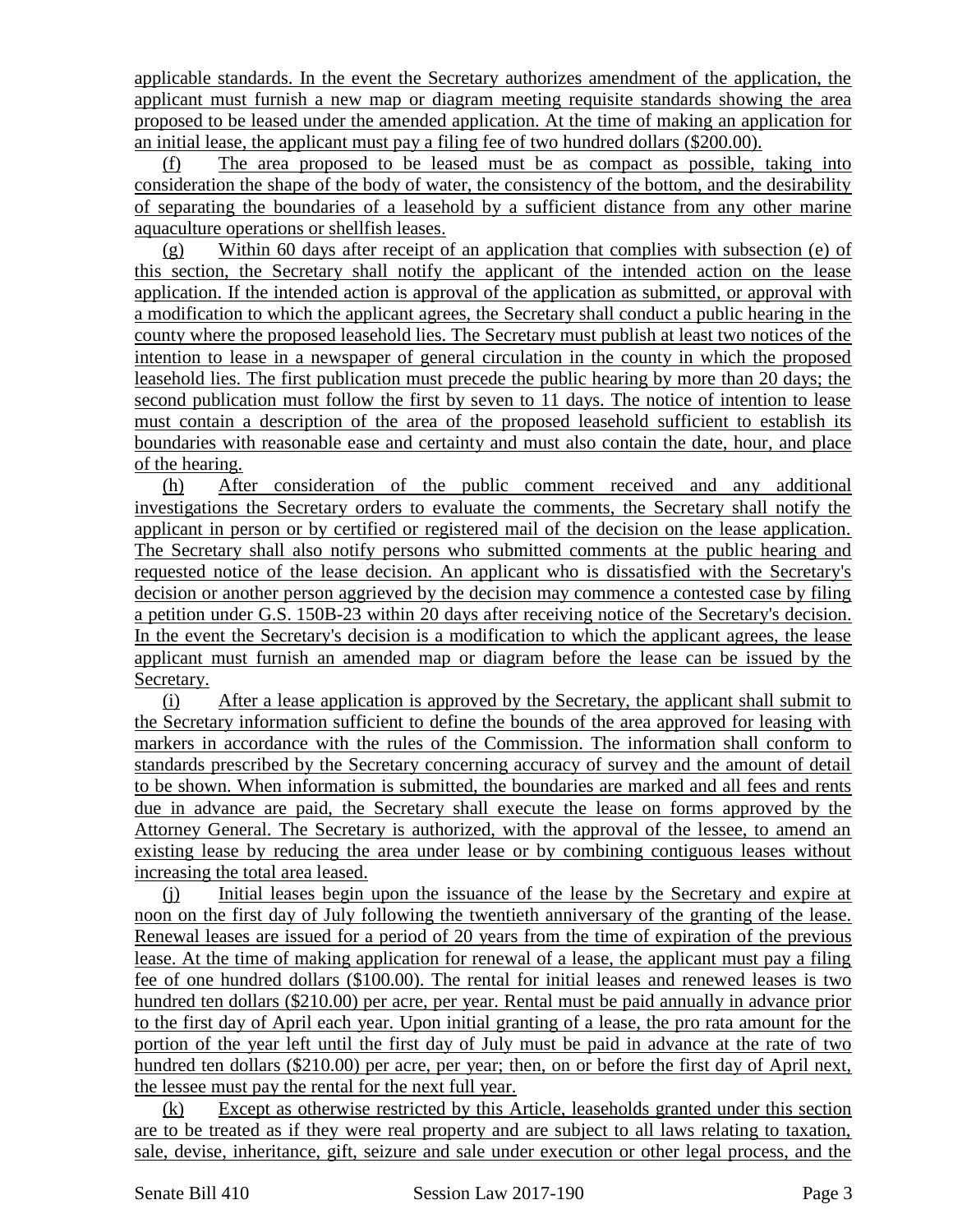applicable standards. In the event the Secretary authorizes amendment of the application, the applicant must furnish a new map or diagram meeting requisite standards showing the area proposed to be leased under the amended application. At the time of making an application for an initial lease, the applicant must pay a filing fee of two hundred dollars ($200.00).

(f) The area proposed to be leased must be as compact as possible, taking into consideration the shape of the body of water, the consistency of the bottom, and the desirability of separating the boundaries of a leasehold by a sufficient distance from any other marine aquaculture operations or shellfish leases.

(g) Within 60 days after receipt of an application that complies with subsection (e) of this section, the Secretary shall notify the applicant of the intended action on the lease application. If the intended action is approval of the application as submitted, or approval with a modification to which the applicant agrees, the Secretary shall conduct a public hearing in the county where the proposed leasehold lies. The Secretary must publish at least two notices of the intention to lease in a newspaper of general circulation in the county in which the proposed leasehold lies. The first publication must precede the public hearing by more than 20 days; the second publication must follow the first by seven to 11 days. The notice of intention to lease must contain a description of the area of the proposed leasehold sufficient to establish its boundaries with reasonable ease and certainty and must also contain the date, hour, and place of the hearing.

(h) After consideration of the public comment received and any additional investigations the Secretary orders to evaluate the comments, the Secretary shall notify the applicant in person or by certified or registered mail of the decision on the lease application. The Secretary shall also notify persons who submitted comments at the public hearing and requested notice of the lease decision. An applicant who is dissatisfied with the Secretary's decision or another person aggrieved by the decision may commence a contested case by filing a petition under G.S. 150B-23 within 20 days after receiving notice of the Secretary's decision. In the event the Secretary's decision is a modification to which the applicant agrees, the lease applicant must furnish an amended map or diagram before the lease can be issued by the Secretary.

(i) After a lease application is approved by the Secretary, the applicant shall submit to the Secretary information sufficient to define the bounds of the area approved for leasing with markers in accordance with the rules of the Commission. The information shall conform to standards prescribed by the Secretary concerning accuracy of survey and the amount of detail to be shown. When information is submitted, the boundaries are marked and all fees and rents due in advance are paid, the Secretary shall execute the lease on forms approved by the Attorney General. The Secretary is authorized, with the approval of the lessee, to amend an existing lease by reducing the area under lease or by combining contiguous leases without increasing the total area leased.

(j) Initial leases begin upon the issuance of the lease by the Secretary and expire at noon on the first day of July following the twentieth anniversary of the granting of the lease. Renewal leases are issued for a period of 20 years from the time of expiration of the previous lease. At the time of making application for renewal of a lease, the applicant must pay a filing fee of one hundred dollars ($100.00). The rental for initial leases and renewed leases is two hundred ten dollars ($210.00) per acre, per year. Rental must be paid annually in advance prior to the first day of April each year. Upon initial granting of a lease, the pro rata amount for the portion of the year left until the first day of July must be paid in advance at the rate of two hundred ten dollars ($210.00) per acre, per year; then, on or before the first day of April next, the lessee must pay the rental for the next full year.

(k) Except as otherwise restricted by this Article, leaseholds granted under this section are to be treated as if they were real property and are subject to all laws relating to taxation, sale, devise, inheritance, gift, seizure and sale under execution or other legal process, and the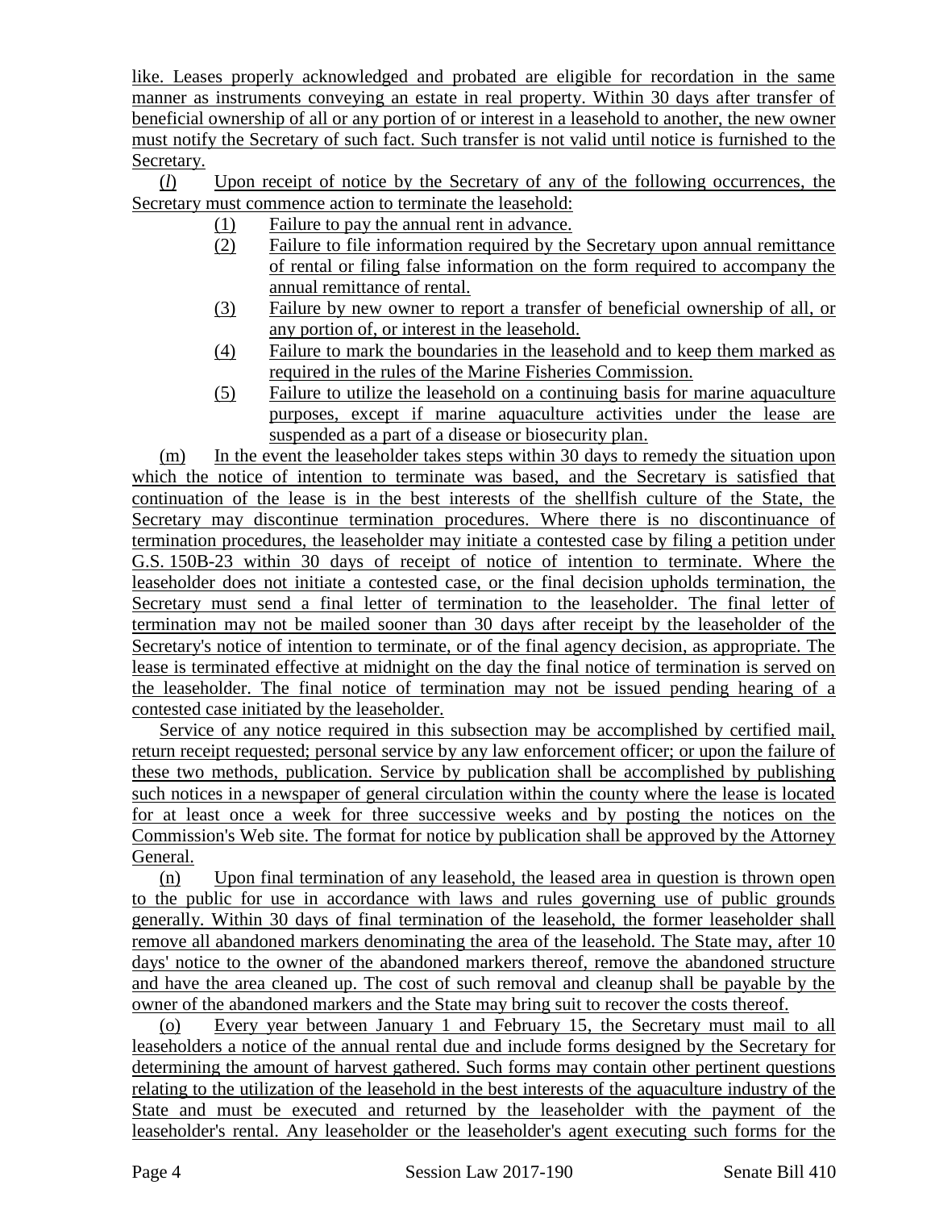like. Leases properly acknowledged and probated are eligible for recordation in the same manner as instruments conveying an estate in real property. Within 30 days after transfer of beneficial ownership of all or any portion of or interest in a leasehold to another, the new owner must notify the Secretary of such fact. Such transfer is not valid until notice is furnished to the Secretary.

(*l*) Upon receipt of notice by the Secretary of any of the following occurrences, the Secretary must commence action to terminate the leasehold:

(1) Failure to pay the annual rent in advance.
(2) Failure to file information required by the Secretary upon annual remittance of rental or filing false information on the form required to accompany the annual remittance of rental.
(3) Failure by new owner to report a transfer of beneficial ownership of all, or any portion of, or interest in the leasehold.
(4) Failure to mark the boundaries in the leasehold and to keep them marked as required in the rules of the Marine Fisheries Commission.
(5) Failure to utilize the leasehold on a continuing basis for marine aquaculture purposes, except if marine aquaculture activities under the lease are suspended as a part of a disease or biosecurity plan.

(m) In the event the leaseholder takes steps within 30 days to remedy the situation upon which the notice of intention to terminate was based, and the Secretary is satisfied that continuation of the lease is in the best interests of the shellfish culture of the State, the Secretary may discontinue termination procedures. Where there is no discontinuance of termination procedures, the leaseholder may initiate a contested case by filing a petition under G.S. 150B-23 within 30 days of receipt of notice of intention to terminate. Where the leaseholder does not initiate a contested case, or the final decision upholds termination, the Secretary must send a final letter of termination to the leaseholder. The final letter of termination may not be mailed sooner than 30 days after receipt by the leaseholder of the Secretary's notice of intention to terminate, or of the final agency decision, as appropriate. The lease is terminated effective at midnight on the day the final notice of termination is served on the leaseholder. The final notice of termination may not be issued pending hearing of a contested case initiated by the leaseholder.

Service of any notice required in this subsection may be accomplished by certified mail, return receipt requested; personal service by any law enforcement officer; or upon the failure of these two methods, publication. Service by publication shall be accomplished by publishing such notices in a newspaper of general circulation within the county where the lease is located for at least once a week for three successive weeks and by posting the notices on the Commission's Web site. The format for notice by publication shall be approved by the Attorney General.

(n) Upon final termination of any leasehold, the leased area in question is thrown open to the public for use in accordance with laws and rules governing use of public grounds generally. Within 30 days of final termination of the leasehold, the former leaseholder shall remove all abandoned markers denominating the area of the leasehold. The State may, after 10 days' notice to the owner of the abandoned markers thereof, remove the abandoned structure and have the area cleaned up. The cost of such removal and cleanup shall be payable by the owner of the abandoned markers and the State may bring suit to recover the costs thereof.

(o) Every year between January 1 and February 15, the Secretary must mail to all leaseholders a notice of the annual rental due and include forms designed by the Secretary for determining the amount of harvest gathered. Such forms may contain other pertinent questions relating to the utilization of the leasehold in the best interests of the aquaculture industry of the State and must be executed and returned by the leaseholder with the payment of the leaseholder's rental. Any leaseholder or the leaseholder's agent executing such forms for the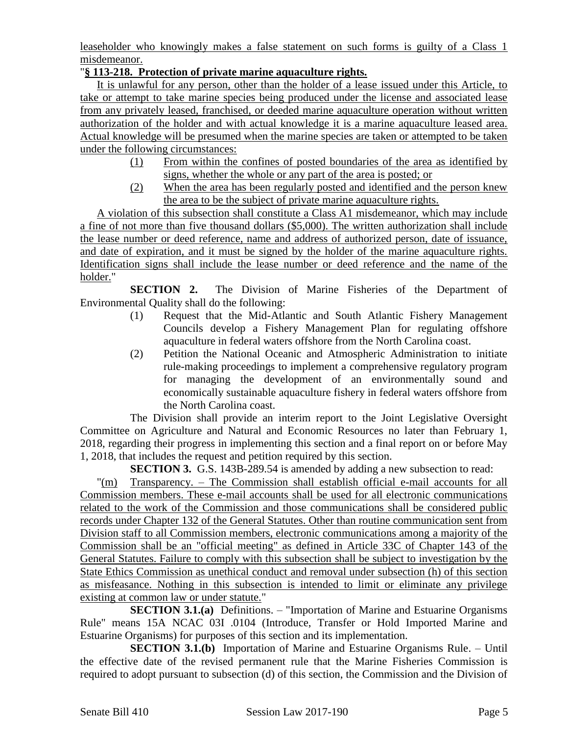leaseholder who knowingly makes a false statement on such forms is guilty of a Class 1 misdemeanor.

"**§ 113-218. Protection of private marine aquaculture rights.**

It is unlawful for any person, other than the holder of a lease issued under this Article, to take or attempt to take marine species being produced under the license and associated lease from any privately leased, franchised, or deeded marine aquaculture operation without written authorization of the holder and with actual knowledge it is a marine aquaculture leased area. Actual knowledge will be presumed when the marine species are taken or attempted to be taken under the following circumstances:

(1) From within the confines of posted boundaries of the area as identified by signs, whether the whole or any part of the area is posted; or

(2) When the area has been regularly posted and identified and the person knew the area to be the subject of private marine aquaculture rights.

A violation of this subsection shall constitute a Class A1 misdemeanor, which may include a fine of not more than five thousand dollars ($5,000). The written authorization shall include the lease number or deed reference, name and address of authorized person, date of issuance, and date of expiration, and it must be signed by the holder of the marine aquaculture rights. Identification signs shall include the lease number or deed reference and the name of the holder."

**SECTION 2.** The Division of Marine Fisheries of the Department of Environmental Quality shall do the following:

(1) Request that the Mid-Atlantic and South Atlantic Fishery Management Councils develop a Fishery Management Plan for regulating offshore aquaculture in federal waters offshore from the North Carolina coast.

(2) Petition the National Oceanic and Atmospheric Administration to initiate rule-making proceedings to implement a comprehensive regulatory program for managing the development of an environmentally sound and economically sustainable aquaculture fishery in federal waters offshore from the North Carolina coast.

The Division shall provide an interim report to the Joint Legislative Oversight Committee on Agriculture and Natural and Economic Resources no later than February 1, 2018, regarding their progress in implementing this section and a final report on or before May 1, 2018, that includes the request and petition required by this section.

**SECTION 3.** G.S. 143B-289.54 is amended by adding a new subsection to read:

"(m) Transparency. – The Commission shall establish official e-mail accounts for all Commission members. These e-mail accounts shall be used for all electronic communications related to the work of the Commission and those communications shall be considered public records under Chapter 132 of the General Statutes. Other than routine communication sent from Division staff to all Commission members, electronic communications among a majority of the Commission shall be an "official meeting" as defined in Article 33C of Chapter 143 of the General Statutes. Failure to comply with this subsection shall be subject to investigation by the State Ethics Commission as unethical conduct and removal under subsection (h) of this section as misfeasance. Nothing in this subsection is intended to limit or eliminate any privilege existing at common law or under statute."

**SECTION 3.1.(a)** Definitions. – "Importation of Marine and Estuarine Organisms Rule" means 15A NCAC 03I .0104 (Introduce, Transfer or Hold Imported Marine and Estuarine Organisms) for purposes of this section and its implementation.

**SECTION 3.1.(b)** Importation of Marine and Estuarine Organisms Rule. – Until the effective date of the revised permanent rule that the Marine Fisheries Commission is required to adopt pursuant to subsection (d) of this section, the Commission and the Division of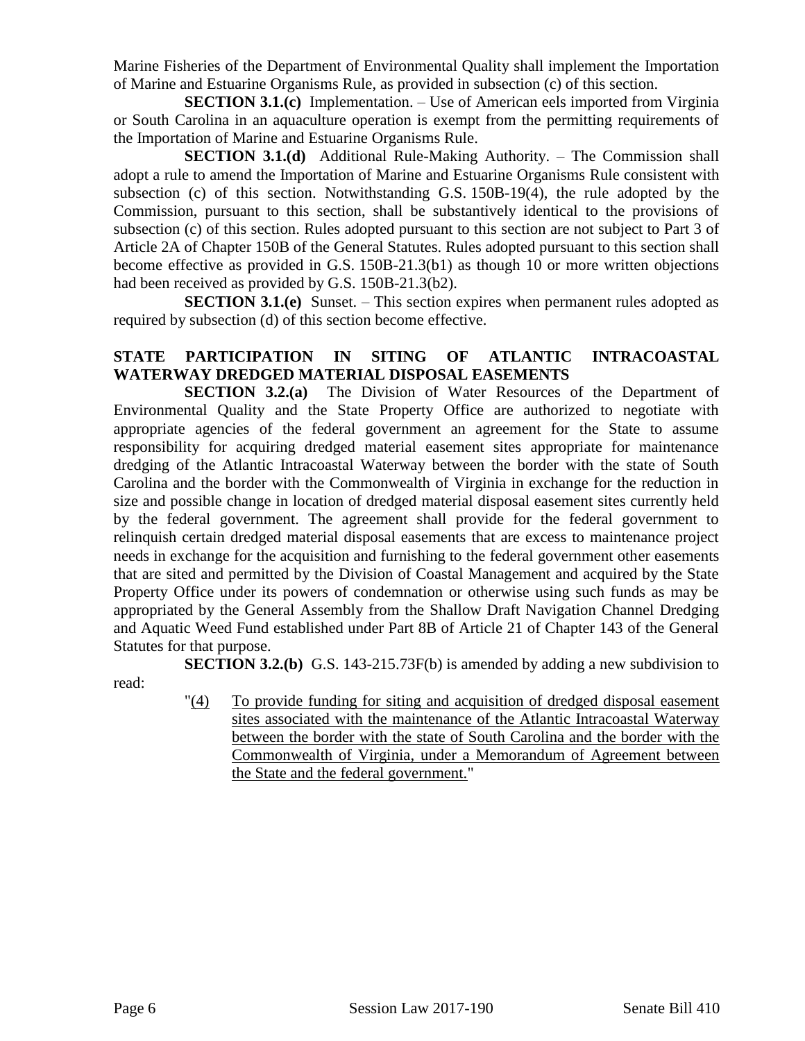Marine Fisheries of the Department of Environmental Quality shall implement the Importation of Marine and Estuarine Organisms Rule, as provided in subsection (c) of this section.

**SECTION 3.1.(c)** Implementation. – Use of American eels imported from Virginia or South Carolina in an aquaculture operation is exempt from the permitting requirements of the Importation of Marine and Estuarine Organisms Rule.

**SECTION 3.1.(d)** Additional Rule-Making Authority. – The Commission shall adopt a rule to amend the Importation of Marine and Estuarine Organisms Rule consistent with subsection (c) of this section. Notwithstanding G.S. 150B-19(4), the rule adopted by the Commission, pursuant to this section, shall be substantively identical to the provisions of subsection (c) of this section. Rules adopted pursuant to this section are not subject to Part 3 of Article 2A of Chapter 150B of the General Statutes. Rules adopted pursuant to this section shall become effective as provided in G.S. 150B-21.3(b1) as though 10 or more written objections had been received as provided by G.S. 150B-21.3(b2).

**SECTION 3.1.(e)** Sunset. – This section expires when permanent rules adopted as required by subsection (d) of this section become effective.

**STATE PARTICIPATION IN SITING OF ATLANTIC INTRACOASTAL WATERWAY DREDGED MATERIAL DISPOSAL EASEMENTS**

**SECTION 3.2.(a)** The Division of Water Resources of the Department of Environmental Quality and the State Property Office are authorized to negotiate with appropriate agencies of the federal government an agreement for the State to assume responsibility for acquiring dredged material easement sites appropriate for maintenance dredging of the Atlantic Intracoastal Waterway between the border with the state of South Carolina and the border with the Commonwealth of Virginia in exchange for the reduction in size and possible change in location of dredged material disposal easement sites currently held by the federal government. The agreement shall provide for the federal government to relinquish certain dredged material disposal easements that are excess to maintenance project needs in exchange for the acquisition and furnishing to the federal government other easements that are sited and permitted by the Division of Coastal Management and acquired by the State Property Office under its powers of condemnation or otherwise using such funds as may be appropriated by the General Assembly from the Shallow Draft Navigation Channel Dredging and Aquatic Weed Fund established under Part 8B of Article 21 of Chapter 143 of the General Statutes for that purpose.

**SECTION 3.2.(b)** G.S. 143-215.73F(b) is amended by adding a new subdivision to read:

"(4) To provide funding for siting and acquisition of dredged disposal easement sites associated with the maintenance of the Atlantic Intracoastal Waterway between the border with the state of South Carolina and the border with the Commonwealth of Virginia, under a Memorandum of Agreement between the State and the federal government."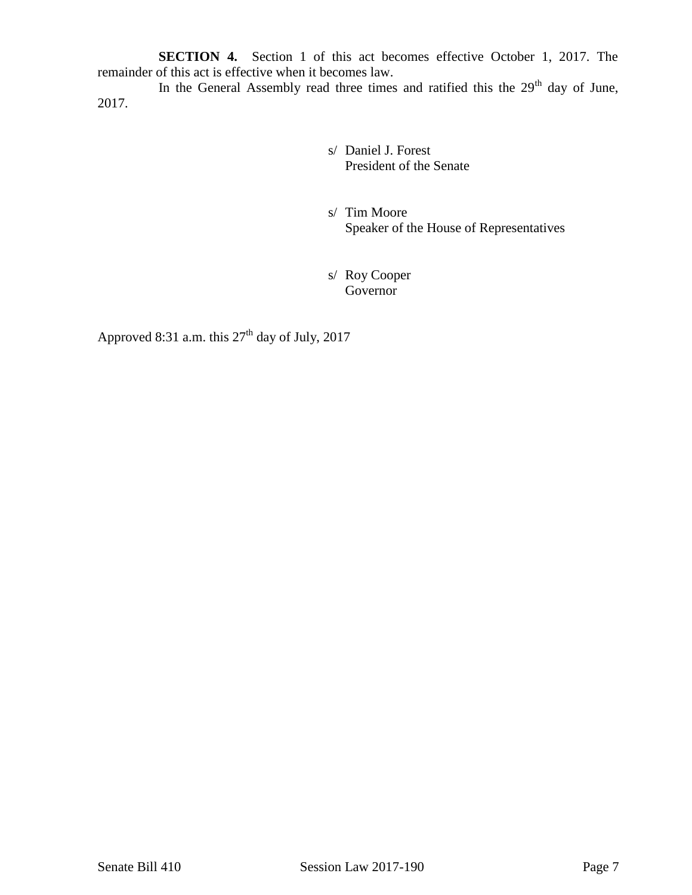**SECTION 4.** Section 1 of this act becomes effective October 1, 2017. The remainder of this act is effective when it becomes law.

In the General Assembly read three times and ratified this the 29th day of June, 2017.

s/ Daniel J. Forest
President of the Senate

s/ Tim Moore
Speaker of the House of Representatives

s/ Roy Cooper
Governor

Approved 8:31 a.m. this 27th day of July, 2017